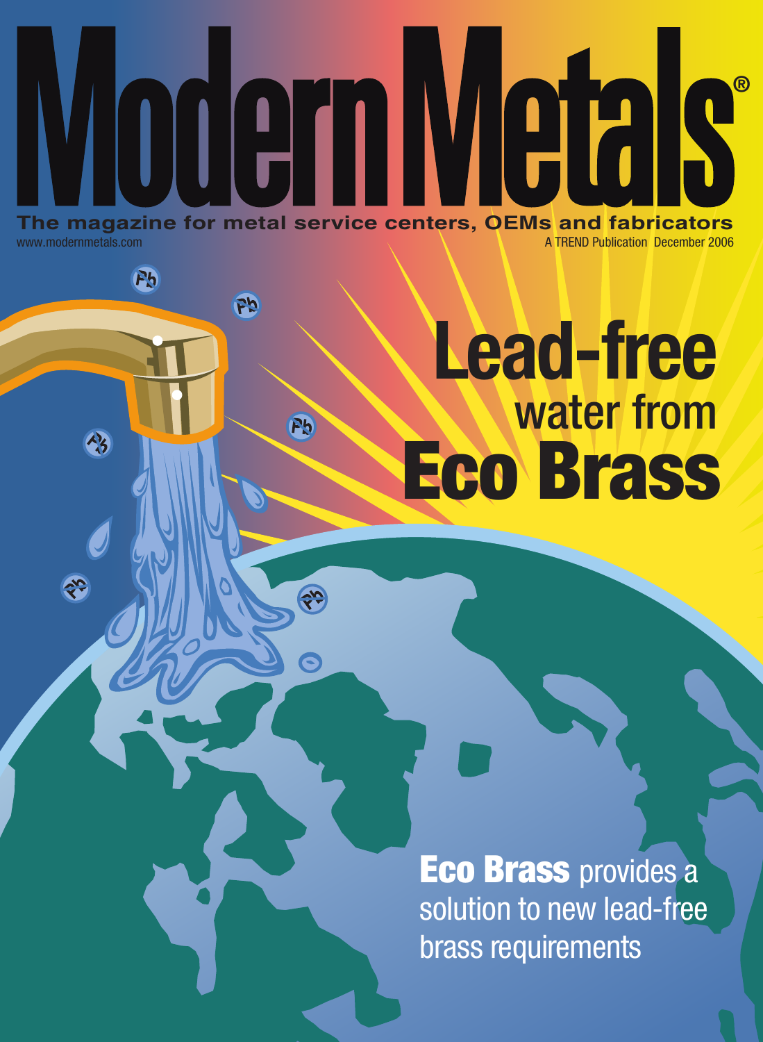# Modern Metals®

**The magazine for metal service centers, OEMs and fabricators**

www.modernmetals.com

A TREND Publication December 2006

## Lead-free water from Eco Brass

**Eco Brass** provides a solution to new lead-free brass requirements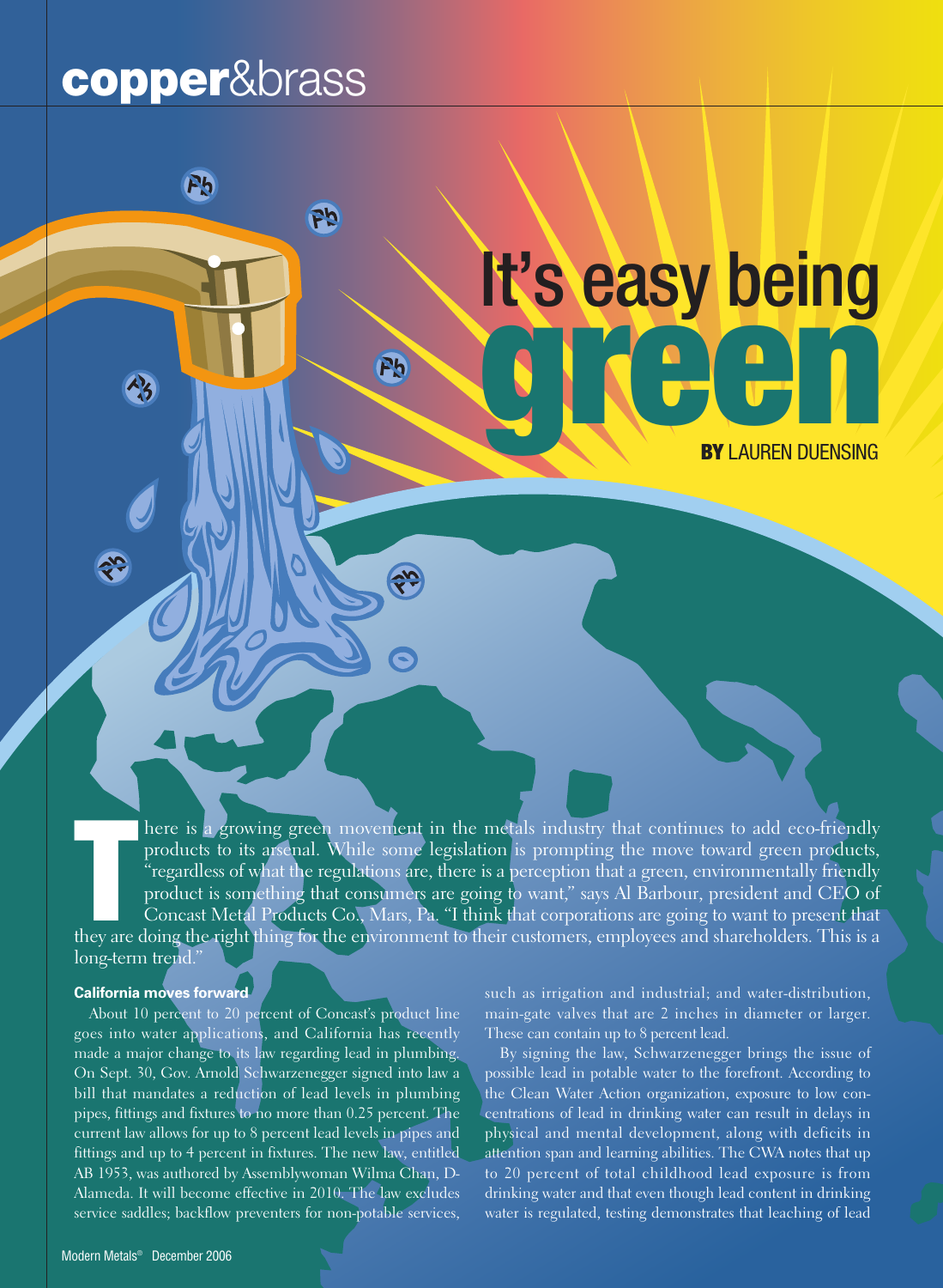# It's easy being green

**BY** LAUREN DUENSING

There is a growing green movement in the metals industry that continues to add eco-friendly products to its arsenal. While some legislation is prompting the move toward green products, "regardless of what the regulations are, there is a perception that a green, environmentally friendly product is something that consumers are going to want," says Al Barbour, president and CEO of Concast Metal Products Co., Mars, Pa. "I think that corporations are going to want to present that they are doing the right thing for the environment to their customers, employees and shareholders. This is a long-term trend."

### California moves forward

About 10 percent to 20 percent of Concast's product line goes into water applications, and California has recently made a major change to its law regarding lead in plumbing. On Sept. 30, Gov. Arnold Schwarzenegger signed into law a bill that mandates a reduction of lead levels in plumbing pipes, fittings and fixtures to no more than 0.25 percent. The current law allows for up to 8 percent lead levels in pipes and fittings and up to 4 percent in fixtures. The new law, entitled AB 1953, was authored by Assemblywoman Wilma Chan, D-Alameda. It will become effective in 2010. The law excludes service saddles; backflow preventers for non-potable services, such as irrigation and industrial; and water-distribution, main-gate valves that are 2 inches in diameter or larger. These can contain up to 8 percent lead.

By signing the law, Schwarzenegger brings the issue of possible lead in potable water to the forefront. According to the Clean Water Action organization, exposure to low concentrations of lead in drinking water can result in delays in physical and mental development, along with deficits in attention span and learning abilities. The CWA notes that up to 20 percent of total childhood lead exposure is from drinking water and that even though lead content in drinking water is regulated, testing demonstrates that leaching of lead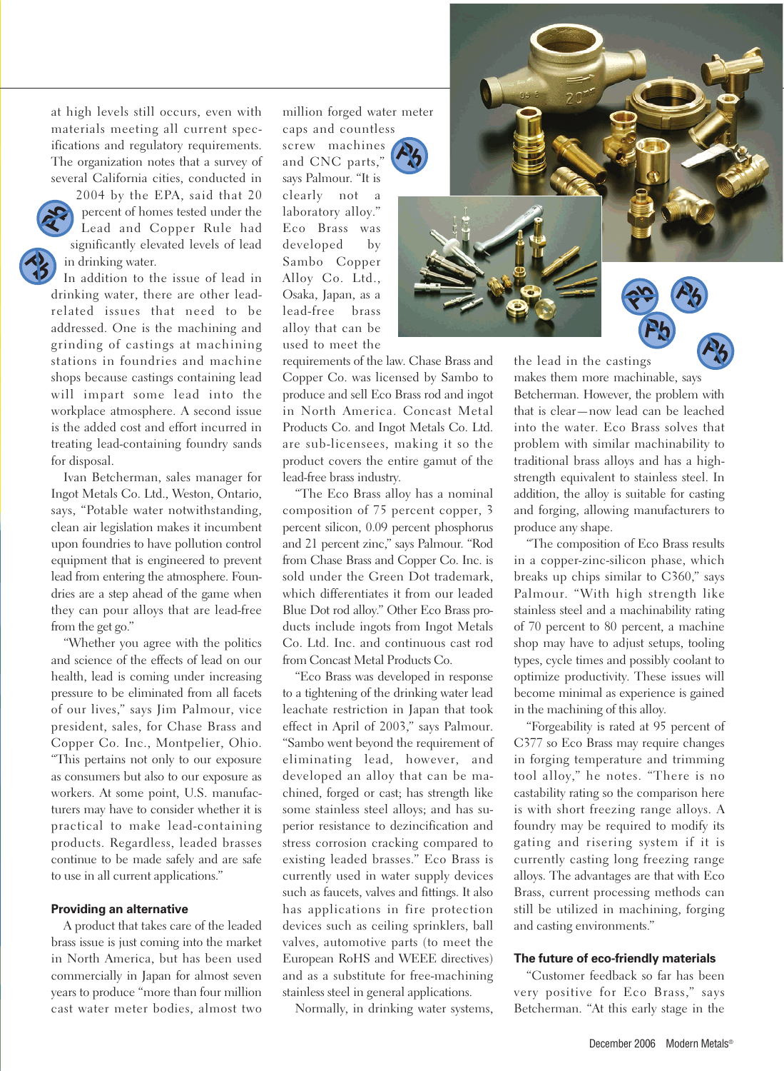at high levels still occurs, even with materials meeting all current specifications and regulatory requirements. The organization notes that a survey of several California cities, conducted in 2004 by the EPA, said that 20 percent of homes tested under the Lead and Copper Rule had significantly elevated levels of lead in drinking water.

In addition to the issue of lead in drinking water, there are other lead-related issues that need to be addressed. One is the machining and grinding of castings at machining stations in foundries and machine shops because castings containing lead will impart some lead into the workplace atmosphere. A second issue is the added cost and effort incurred in treating lead-containing foundry sands for disposal.

Ivan Betcherman, sales manager for Ingot Metals Co. Ltd., Weston, Ontario, says, "Potable water notwithstanding, clean air legislation makes it incumbent upon foundries to have pollution control equipment that is engineered to prevent lead from entering the atmosphere. Foundries are a step ahead of the game when they can pour alloys that are lead-free from the get go."

"Whether you agree with the politics and science of the effects of lead on our health, lead is coming under increasing pressure to be eliminated from all facets of our lives," says Jim Palmour, vice president, sales, for Chase Brass and Copper Co. Inc., Montpelier, Ohio. "This pertains not only to our exposure as consumers but also to our exposure as workers. At some point, U.S. manufacturers may have to consider whether it is practical to make lead-containing products. Regardless, leaded brasses continue to be made safely and are safe to use in all current applications."

### Providing an alternative

A product that takes care of the leaded brass issue is just coming into the market in North America, but has been used commercially in Japan for almost seven years to produce "more than four million cast water meter bodies, almost two million forged water meter caps and countless screw machines and CNC parts," says Palmour. "It is clearly not a laboratory alloy."

Eco Brass was developed by Sambo Copper Alloy Co. Ltd., Osaka, Japan, as a lead-free brass alloy that can be used to meet the requirements of the law. Chase Brass and Copper Co. was licensed by Sambo to produce and sell Eco Brass rod and ingot in North America. Concast Metal Products Co. and Ingot Metals Co. Ltd. are sub-licensees, making it so the product covers the entire gamut of the lead-free brass industry.

"The Eco Brass alloy has a nominal composition of 75 percent copper, 3 percent silicon, 0.09 percent phosphorus and 21 percent zinc," says Palmour. "Rod from Chase Brass and Copper Co. Inc. is sold under the Green Dot trademark, which differentiates it from our leaded Blue Dot rod alloy." Other Eco Brass products include ingots from Ingot Metals Co. Ltd. Inc. and continuous cast rod from Concast Metal Products Co.

"Eco Brass was developed in response to a tightening of the drinking water lead leachate restriction in Japan that took effect in April of 2003," says Palmour. "Sambo went beyond the requirement of eliminating lead, however, and developed an alloy that can be machined, forged or cast; has strength like some stainless steel alloys; and has superior resistance to dezincification and stress corrosion cracking compared to existing leaded brasses." Eco Brass is currently used in water supply devices such as faucets, valves and fittings. It also has applications in fire protection devices such as ceiling sprinklers, ball valves, automotive parts (to meet the European RoHS and WEEE directives) and as a substitute for free-machining stainless steel in general applications.

Normally, in drinking water systems, the lead in the castings makes them more machinable, says Betcherman. However, the problem with that is clear—now lead can be leached into the water. Eco Brass solves that problem with similar machinability to traditional brass alloys and has a high-strength equivalent to stainless steel. In addition, the alloy is suitable for casting and forging, allowing manufacturers to produce any shape.

"The composition of Eco Brass results in a copper-zinc-silicon phase, which breaks up chips similar to C360," says Palmour. "With high strength like stainless steel and a machinability rating of 70 percent to 80 percent, a machine shop may have to adjust setups, tooling types, cycle times and possibly coolant to optimize productivity. These issues will become minimal as experience is gained in the machining of this alloy.

"Forgeability is rated at 95 percent of C377 so Eco Brass may require changes in forging temperature and trimming tool alloy," he notes. "There is no castability rating so the comparison here is with short freezing range alloys. A foundry may be required to modify its gating and risering system if it is currently casting long freezing range alloys. The advantages are that with Eco Brass, current processing methods can still be utilized in machining, forging and casting environments."

### The future of eco-friendly materials

"Customer feedback so far has been very positive for Eco Brass," says Betcherman. "At this early stage in the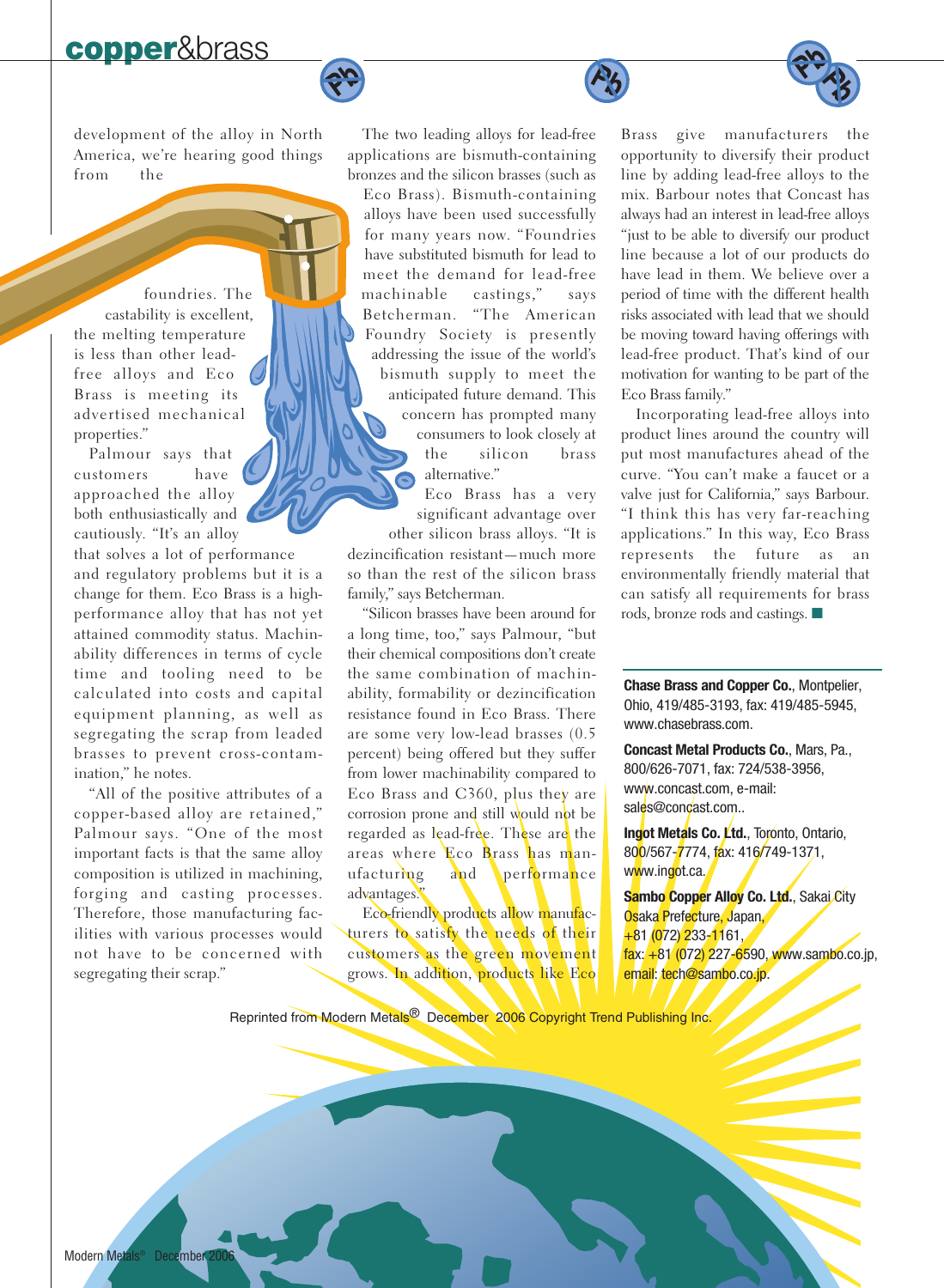development of the alloy in North America, we're hearing good things from the foundries. The castability is excellent, the melting temperature is less than other lead-free alloys and Eco Brass is meeting its advertised mechanical properties."

Palmour says that customers have approached the alloy both enthusiastically and cautiously. "It's an alloy that solves a lot of performance and regulatory problems but it is a change for them. Eco Brass is a high-performance alloy that has not yet attained commodity status. Machinability differences in terms of cycle time and tooling need to be calculated into costs and capital equipment planning, as well as segregating the scrap from leaded brasses to prevent cross-contamination," he notes.

"All of the positive attributes of a copper-based alloy are retained," Palmour says. "One of the most important facts is that the same alloy composition is utilized in machining, forging and casting processes. Therefore, those manufacturing facilities with various processes would not have to be concerned with segregating their scrap."

The two leading alloys for lead-free applications are bismuth-containing bronzes and the silicon brasses (such as Eco Brass). Bismuth-containing alloys have been used successfully for many years now. "Foundries have substituted bismuth for lead to meet the demand for lead-free machinable castings," says Betcherman. "The American Foundry Society is presently addressing the issue of the world's bismuth supply to meet the anticipated future demand. This concern has prompted many consumers to look closely at the silicon brass alternative."

Eco Brass has a very significant advantage over other silicon brass alloys. "It is dezincification resistant—much more so than the rest of the silicon brass family," says Betcherman.

"Silicon brasses have been around for a long time, too," says Palmour, "but their chemical compositions don't create the same combination of machinability, formability or dezincification resistance found in Eco Brass. There are some very low-lead brasses (0.5 percent) being offered but they suffer from lower machinability compared to Eco Brass and C360, plus they are corrosion prone and still would not be regarded as lead-free. These are the areas where Eco Brass has manufacturing and performance advantages."

Eco-friendly products allow manufacturers to satisfy the needs of their customers as the green movement grows. In addition, products like Eco Brass give manufacturers the opportunity to diversify their product line by adding lead-free alloys to the mix. Barbour notes that Concast has always had an interest in lead-free alloys "just to be able to diversify our product line because a lot of our products do have lead in them. We believe over a period of time with the different health risks associated with lead that we should be moving toward having offerings with lead-free product. That's kind of our motivation for wanting to be part of the Eco Brass family."

Incorporating lead-free alloys into product lines around the country will put most manufactures ahead of the curve. "You can't make a faucet or a valve just for California," says Barbour. "I think this has very far-reaching applications." In this way, Eco Brass represents the future as an environmentally friendly material that can satisfy all requirements for brass rods, bronze rods and castings. ■

**Chase Brass and Copper Co.**, Montpelier, Ohio, 419/485-3193, fax: 419/485-5945, www.chasebrass.com.

**Concast Metal Products Co.**, Mars, Pa., 800/626-7071, fax: 724/538-3956, www.concast.com, e-mail: sales@concast.com..

**Ingot Metals Co. Ltd.**, Toronto, Ontario, 800/567-7774, fax: 416/749-1371, www.ingot.ca.

**Sambo Copper Alloy Co. Ltd.**, Sakai City Osaka Prefecture, Japan, +81 (072) 233-1161, fax: +81 (072) 227-6590, www.sambo.co.jp, email: tech@sambo.co.jp.

Reprinted from Modern Metals® December 2006 Copyright Trend Publishing Inc.